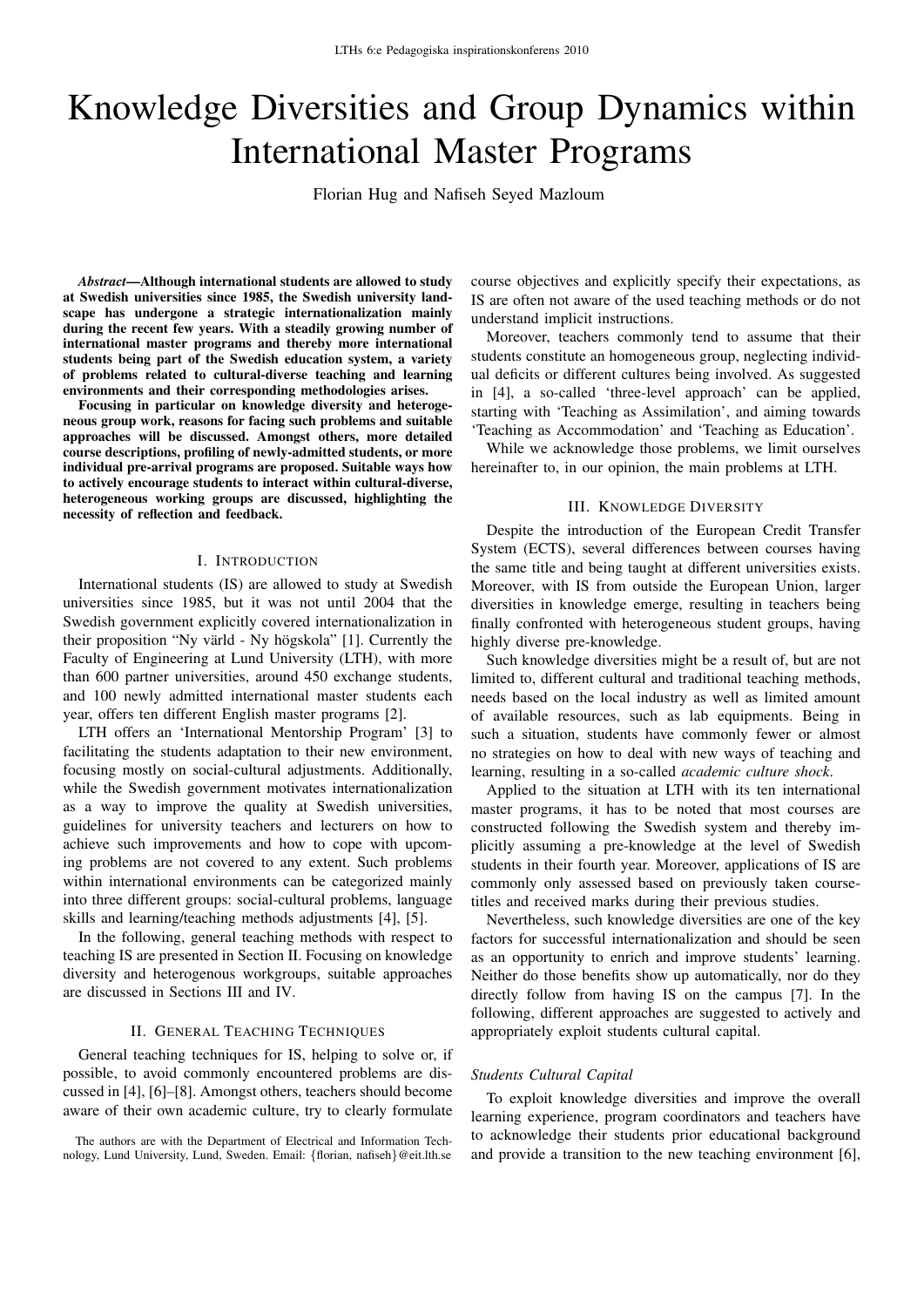# Knowledge Diversities and Group Dynamics within International Master Programs

Florian Hug and Nafiseh Seyed Mazloum

***Abstract*—Although international students are allowed to study at Swedish universities since 1985, the Swedish university landscape has undergone a strategic internationalization mainly during the recent few years. With a steadily growing number of international master programs and thereby more international students being part of the Swedish education system, a variety of problems related to cultural-diverse teaching and learning environments and their corresponding methodologies arises.**

**Focusing in particular on knowledge diversity and heterogeneous group work, reasons for facing such problems and suitable approaches will be discussed. Amongst others, more detailed course descriptions, profiling of newly-admitted students, or more individual pre-arrival programs are proposed. Suitable ways how to actively encourage students to interact within cultural-diverse, heterogeneous working groups are discussed, highlighting the necessity of reflection and feedback.**

## I. Introduction

International students (IS) are allowed to study at Swedish universities since 1985, but it was not until 2004 that the Swedish government explicitly covered internationalization in their proposition "Ny värld - Ny högskola" [1]. Currently the Faculty of Engineering at Lund University (LTH), with more than 600 partner universities, around 450 exchange students, and 100 newly admitted international master students each year, offers ten different English master programs [2].

LTH offers an 'International Mentorship Program' [3] to facilitating the students adaptation to their new environment, focusing mostly on social-cultural adjustments. Additionally, while the Swedish government motivates internationalization as a way to improve the quality at Swedish universities, guidelines for university teachers and lecturers on how to achieve such improvements and how to cope with upcoming problems are not covered to any extent. Such problems within international environments can be categorized mainly into three different groups: social-cultural problems, language skills and learning/teaching methods adjustments [4], [5].

In the following, general teaching methods with respect to teaching IS are presented in Section II. Focusing on knowledge diversity and heterogenous workgroups, suitable approaches are discussed in Sections III and IV.

## II. General Teaching Techniques

General teaching techniques for IS, helping to solve or, if possible, to avoid commonly encountered problems are discussed in [4], [6]–[8]. Amongst others, teachers should become aware of their own academic culture, try to clearly formulate course objectives and explicitly specify their expectations, as IS are often not aware of the used teaching methods or do not understand implicit instructions.

Moreover, teachers commonly tend to assume that their students constitute an homogeneous group, neglecting individual deficits or different cultures being involved. As suggested in [4], a so-called 'three-level approach' can be applied, starting with 'Teaching as Assimilation', and aiming towards 'Teaching as Accommodation' and 'Teaching as Education'.

While we acknowledge those problems, we limit ourselves hereinafter to, in our opinion, the main problems at LTH.

## III. Knowledge Diversity

Despite the introduction of the European Credit Transfer System (ECTS), several differences between courses having the same title and being taught at different universities exists. Moreover, with IS from outside the European Union, larger diversities in knowledge emerge, resulting in teachers being finally confronted with heterogeneous student groups, having highly diverse pre-knowledge.

Such knowledge diversities might be a result of, but are not limited to, different cultural and traditional teaching methods, needs based on the local industry as well as limited amount of available resources, such as lab equipments. Being in such a situation, students have commonly fewer or almost no strategies on how to deal with new ways of teaching and learning, resulting in a so-called *academic culture shock*.

Applied to the situation at LTH with its ten international master programs, it has to be noted that most courses are constructed following the Swedish system and thereby implicitly assuming a pre-knowledge at the level of Swedish students in their fourth year. Moreover, applications of IS are commonly only assessed based on previously taken course-titles and received marks during their previous studies.

Nevertheless, such knowledge diversities are one of the key factors for successful internationalization and should be seen as an opportunity to enrich and improve students' learning. Neither do those benefits show up automatically, nor do they directly follow from having IS on the campus [7]. In the following, different approaches are suggested to actively and appropriately exploit students cultural capital.

### *Students Cultural Capital*

To exploit knowledge diversities and improve the overall learning experience, program coordinators and teachers have to acknowledge their students prior educational background and provide a transition to the new teaching environment [6],

The authors are with the Department of Electrical and Information Technology, Lund University, Lund, Sweden. Email: {florian, nafiseh}@eit.lth.se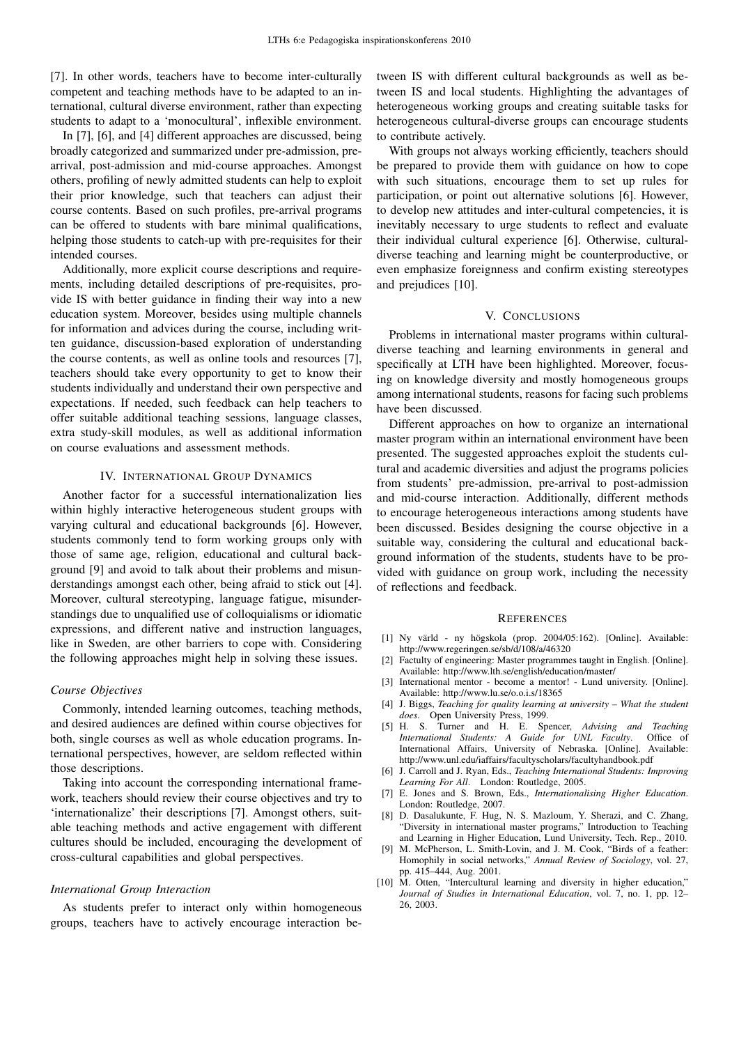[7]. In other words, teachers have to become inter-culturally competent and teaching methods have to be adapted to an international, cultural diverse environment, rather than expecting students to adapt to a 'monocultural', inflexible environment.

In [7], [6], and [4] different approaches are discussed, being broadly categorized and summarized under pre-admission, pre-arrival, post-admission and mid-course approaches. Amongst others, profiling of newly admitted students can help to exploit their prior knowledge, such that teachers can adjust their course contents. Based on such profiles, pre-arrival programs can be offered to students with bare minimal qualifications, helping those students to catch-up with pre-requisites for their intended courses.

Additionally, more explicit course descriptions and requirements, including detailed descriptions of pre-requisites, provide IS with better guidance in finding their way into a new education system. Moreover, besides using multiple channels for information and advices during the course, including written guidance, discussion-based exploration of understanding the course contents, as well as online tools and resources [7], teachers should take every opportunity to get to know their students individually and understand their own perspective and expectations. If needed, such feedback can help teachers to offer suitable additional teaching sessions, language classes, extra study-skill modules, as well as additional information on course evaluations and assessment methods.

## IV. International Group Dynamics

Another factor for a successful internationalization lies within highly interactive heterogeneous student groups with varying cultural and educational backgrounds [6]. However, students commonly tend to form working groups only with those of same age, religion, educational and cultural background [9] and avoid to talk about their problems and misunderstandings amongst each other, being afraid to stick out [4]. Moreover, cultural stereotyping, language fatigue, misunderstandings due to unqualified use of colloquialisms or idiomatic expressions, and different native and instruction languages, like in Sweden, are other barriers to cope with. Considering the following approaches might help in solving these issues.

### *Course Objectives*

Commonly, intended learning outcomes, teaching methods, and desired audiences are defined within course objectives for both, single courses as well as whole education programs. International perspectives, however, are seldom reflected within those descriptions.

Taking into account the corresponding international framework, teachers should review their course objectives and try to 'internationalize' their descriptions [7]. Amongst others, suitable teaching methods and active engagement with different cultures should be included, encouraging the development of cross-cultural capabilities and global perspectives.

### *International Group Interaction*

As students prefer to interact only within homogeneous groups, teachers have to actively encourage interaction between IS with different cultural backgrounds as well as between IS and local students. Highlighting the advantages of heterogeneous working groups and creating suitable tasks for heterogeneous cultural-diverse groups can encourage students to contribute actively.

With groups not always working efficiently, teachers should be prepared to provide them with guidance on how to cope with such situations, encourage them to set up rules for participation, or point out alternative solutions [6]. However, to develop new attitudes and inter-cultural competencies, it is inevitably necessary to urge students to reflect and evaluate their individual cultural experience [6]. Otherwise, cultural-diverse teaching and learning might be counterproductive, or even emphasize foreignness and confirm existing stereotypes and prejudices [10].

## V. Conclusions

Problems in international master programs within cultural-diverse teaching and learning environments in general and specifically at LTH have been highlighted. Moreover, focusing on knowledge diversity and mostly homogeneous groups among international students, reasons for facing such problems have been discussed.

Different approaches on how to organize an international master program within an international environment have been presented. The suggested approaches exploit the students cultural and academic diversities and adjust the programs policies from students' pre-admission, pre-arrival to post-admission and mid-course interaction. Additionally, different methods to encourage heterogeneous interactions among students have been discussed. Besides designing the course objective in a suitable way, considering the cultural and educational background information of the students, students have to be provided with guidance on group work, including the necessity of reflections and feedback.

## References

[1] Ny värld - ny högskola (prop. 2004/05:162). [Online]. Available: http://www.regeringen.se/sb/d/108/a/46320

[2] Factulty of engineering: Master programmes taught in English. [Online]. Available: http://www.lth.se/english/education/master/

[3] International mentor - become a mentor! - Lund university. [Online]. Available: http://www.lu.se/o.o.i.s/18365

[4] J. Biggs, *Teaching for quality learning at university – What the student does*. Open University Press, 1999.

[5] H. S. Turner and H. E. Spencer, *Advising and Teaching International Students: A Guide for UNL Faculty*. Office of International Affairs, University of Nebraska. [Online]. Available: http://www.unl.edu/iaffairs/facultyscholars/facultyhandbook.pdf

[6] J. Carroll and J. Ryan, Eds., *Teaching International Students: Improving Learning For All*. London: Routledge, 2005.

[7] E. Jones and S. Brown, Eds., *Internationalising Higher Education*. London: Routledge, 2007.

[8] D. Dasalukunte, F. Hug, N. S. Mazloum, Y. Sherazi, and C. Zhang, "Diversity in international master programs," Introduction to Teaching and Learning in Higher Education, Lund University, Tech. Rep., 2010.

[9] M. McPherson, L. Smith-Lovin, and J. M. Cook, "Birds of a feather: Homophily in social networks," *Annual Review of Sociology*, vol. 27, pp. 415–444, Aug. 2001.

[10] M. Otten, "Intercultural learning and diversity in higher education," *Journal of Studies in International Education*, vol. 7, no. 1, pp. 12–26, 2003.